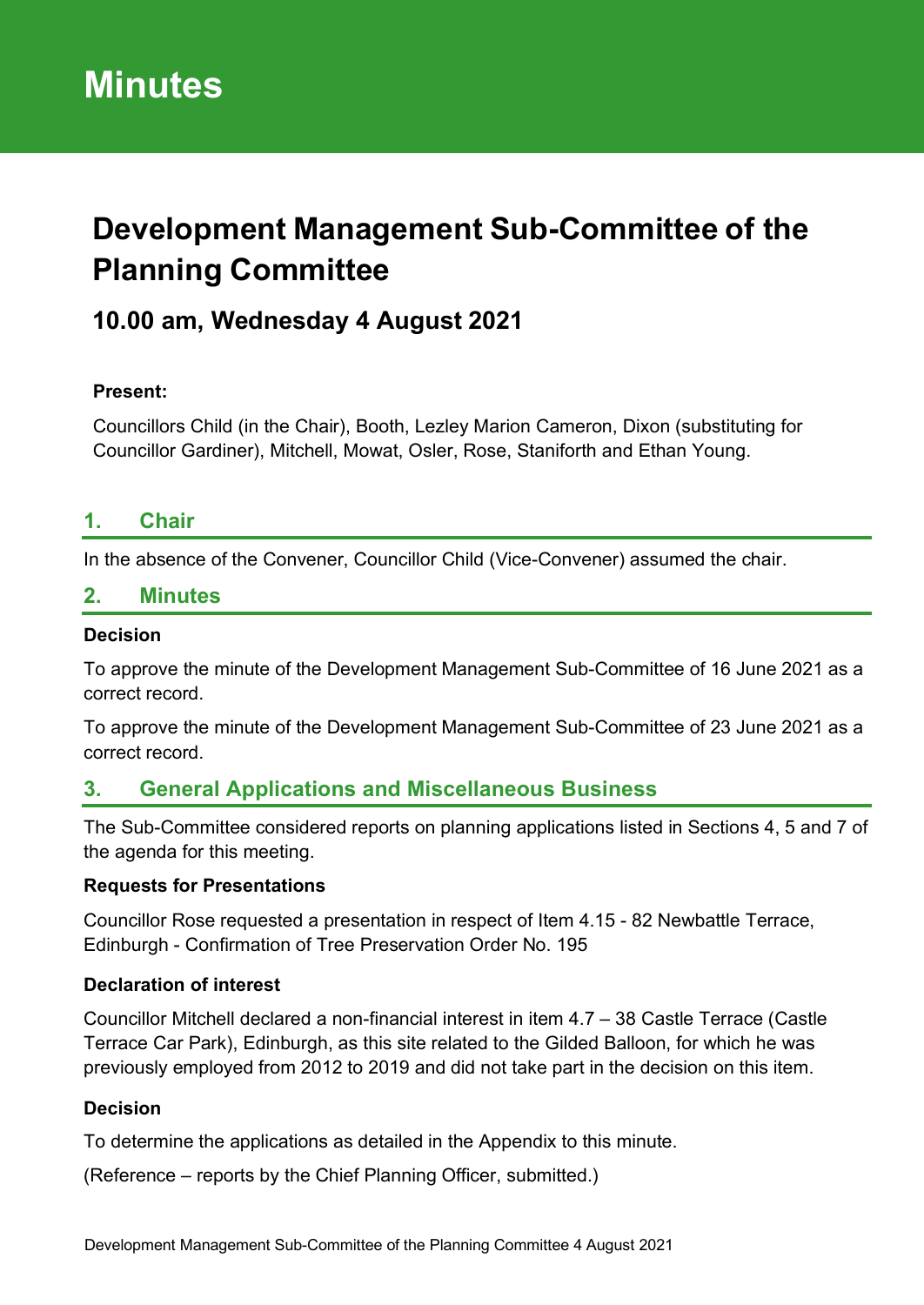# Minutes

## Development Management Sub-Committee of the Planning Committee

### 10.00 am, Wednesday 4 August 2021

**Present:**

Councillors Child (in the Chair), Booth, Lezley Marion Cameron, Dixon (substituting for Councillor Gardiner), Mitchell, Mowat, Osler, Rose, Staniforth and Ethan Young.

## 1. Chair

In the absence of the Convener, Councillor Child (Vice-Convener) assumed the chair.

## 2. Minutes

**Decision**

To approve the minute of the Development Management Sub-Committee of 16 June 2021 as a correct record.

To approve the minute of the Development Management Sub-Committee of 23 June 2021 as a correct record.

## 3. General Applications and Miscellaneous Business

The Sub-Committee considered reports on planning applications listed in Sections 4, 5 and 7 of the agenda for this meeting.

**Requests for Presentations**

Councillor Rose requested a presentation in respect of Item 4.15 - 82 Newbattle Terrace, Edinburgh - Confirmation of Tree Preservation Order No. 195

**Declaration of interest**

Councillor Mitchell declared a non-financial interest in item 4.7 – 38 Castle Terrace (Castle Terrace Car Park), Edinburgh, as this site related to the Gilded Balloon, for which he was previously employed from 2012 to 2019 and did not take part in the decision on this item.

**Decision**

To determine the applications as detailed in the Appendix to this minute.

(Reference – reports by the Chief Planning Officer, submitted.)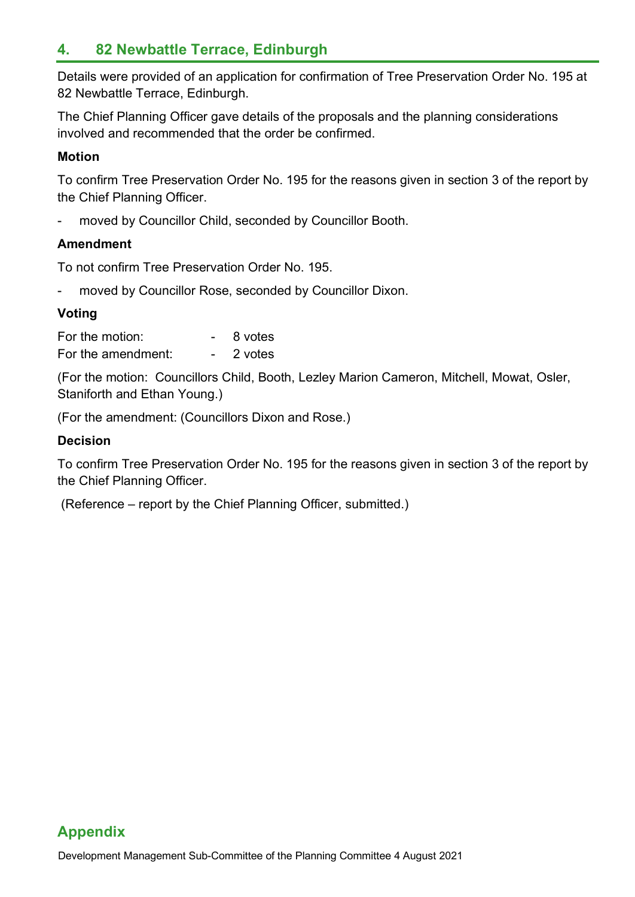## 4. 82 Newbattle Terrace, Edinburgh

Details were provided of an application for confirmation of Tree Preservation Order No. 195 at 82 Newbattle Terrace, Edinburgh.

The Chief Planning Officer gave details of the proposals and the planning considerations involved and recommended that the order be confirmed.

**Motion**

To confirm Tree Preservation Order No. 195 for the reasons given in section 3 of the report by the Chief Planning Officer.

- moved by Councillor Child, seconded by Councillor Booth.

**Amendment**

To not confirm Tree Preservation Order No. 195.

- moved by Councillor Rose, seconded by Councillor Dixon.

**Voting**

For the motion: - 8 votes
For the amendment: - 2 votes

(For the motion: Councillors Child, Booth, Lezley Marion Cameron, Mitchell, Mowat, Osler, Staniforth and Ethan Young.)

(For the amendment: (Councillors Dixon and Rose.)

**Decision**

To confirm Tree Preservation Order No. 195 for the reasons given in section 3 of the report by the Chief Planning Officer.

(Reference – report by the Chief Planning Officer, submitted.)

## Appendix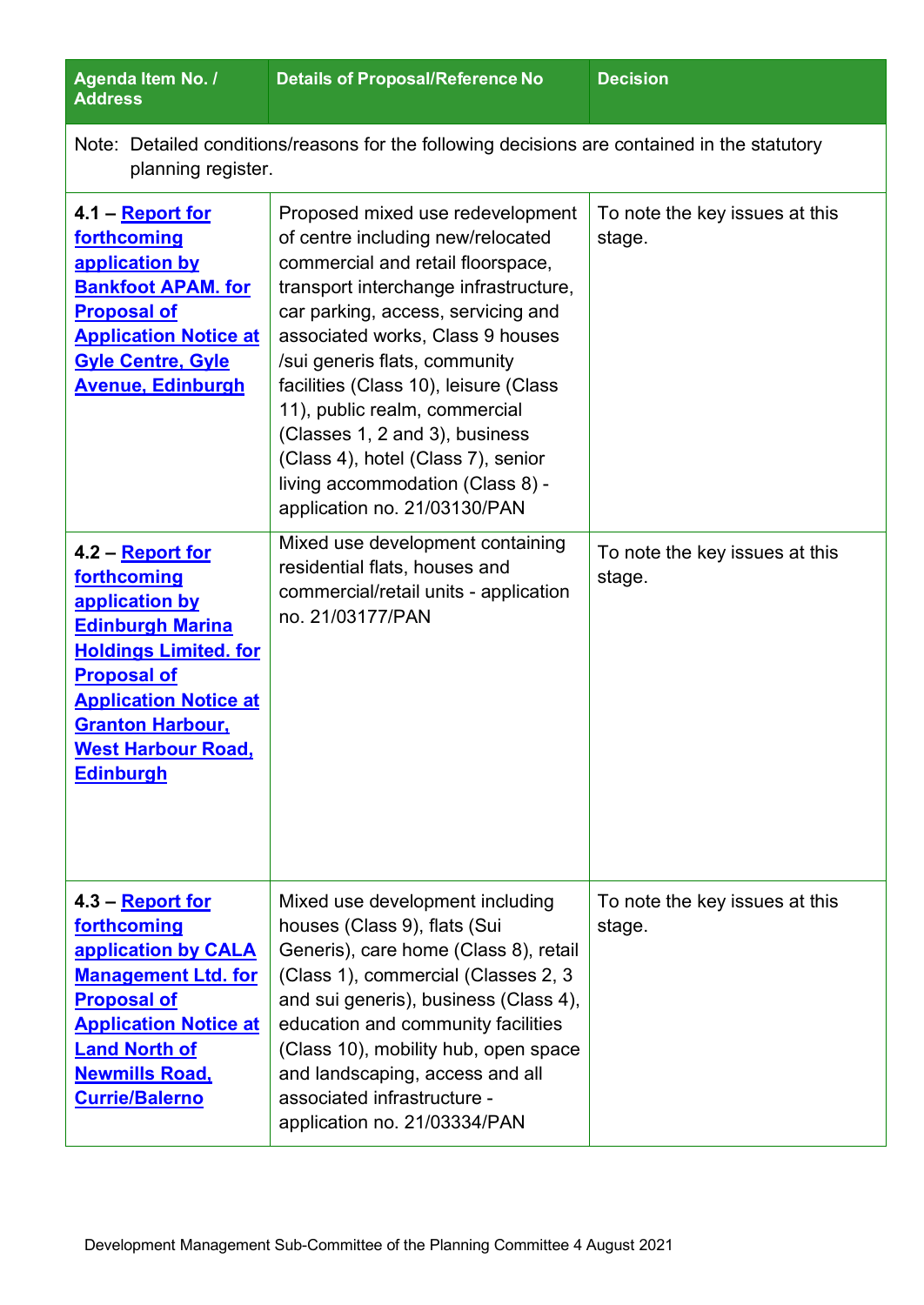| Agenda Item No. / Address | Details of Proposal/Reference No | Decision |
|---|---|---|
| Note: Detailed conditions/reasons for the following decisions are contained in the statutory planning register. | | |
| **4.1 – Report for forthcoming application by Bankfoot APAM. for Proposal of Application Notice at Gyle Centre, Gyle Avenue, Edinburgh** | Proposed mixed use redevelopment of centre including new/relocated commercial and retail floorspace, transport interchange infrastructure, car parking, access, servicing and associated works, Class 9 houses /sui generis flats, community facilities (Class 10), leisure (Class 11), public realm, commercial (Classes 1, 2 and 3), business (Class 4), hotel (Class 7), senior living accommodation (Class 8) - application no. 21/03130/PAN | To note the key issues at this stage. |
| **4.2 – Report for forthcoming application by Edinburgh Marina Holdings Limited. for Proposal of Application Notice at Granton Harbour, West Harbour Road, Edinburgh** | Mixed use development containing residential flats, houses and commercial/retail units - application no. 21/03177/PAN | To note the key issues at this stage. |
| **4.3 – Report for forthcoming application by CALA Management Ltd. for Proposal of Application Notice at Land North of Newmills Road, Currie/Balerno** | Mixed use development including houses (Class 9), flats (Sui Generis), care home (Class 8), retail (Class 1), commercial (Classes 2, 3 and sui generis), business (Class 4), education and community facilities (Class 10), mobility hub, open space and landscaping, access and all associated infrastructure - application no. 21/03334/PAN | To note the key issues at this stage. |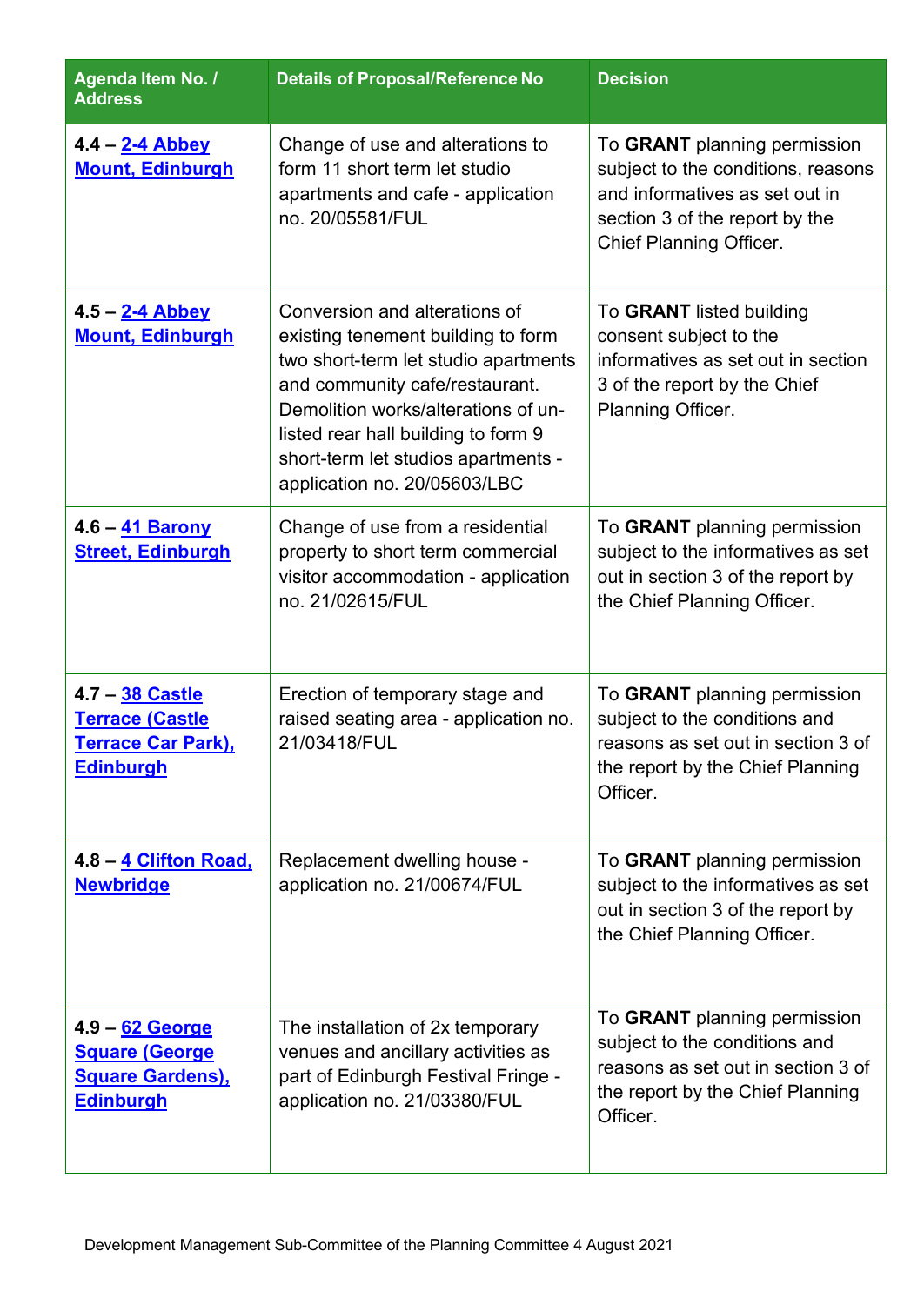| Agenda Item No. / Address | Details of Proposal/Reference No | Decision |
|---|---|---|
| **4.4 – 2-4 Abbey Mount, Edinburgh** | Change of use and alterations to form 11 short term let studio apartments and cafe - application no. 20/05581/FUL | To **GRANT** planning permission subject to the conditions, reasons and informatives as set out in section 3 of the report by the Chief Planning Officer. |
| **4.5 – 2-4 Abbey Mount, Edinburgh** | Conversion and alterations of existing tenement building to form two short-term let studio apartments and community cafe/restaurant. Demolition works/alterations of un-listed rear hall building to form 9 short-term let studios apartments - application no. 20/05603/LBC | To **GRANT** listed building consent subject to the informatives as set out in section 3 of the report by the Chief Planning Officer. |
| **4.6 – 41 Barony Street, Edinburgh** | Change of use from a residential property to short term commercial visitor accommodation - application no. 21/02615/FUL | To **GRANT** planning permission subject to the informatives as set out in section 3 of the report by the Chief Planning Officer. |
| **4.7 – 38 Castle Terrace (Castle Terrace Car Park), Edinburgh** | Erection of temporary stage and raised seating area - application no. 21/03418/FUL | To **GRANT** planning permission subject to the conditions and reasons as set out in section 3 of the report by the Chief Planning Officer. |
| **4.8 – 4 Clifton Road, Newbridge** | Replacement dwelling house - application no. 21/00674/FUL | To **GRANT** planning permission subject to the informatives as set out in section 3 of the report by the Chief Planning Officer. |
| **4.9 – 62 George Square (George Square Gardens), Edinburgh** | The installation of 2x temporary venues and ancillary activities as part of Edinburgh Festival Fringe - application no. 21/03380/FUL | To **GRANT** planning permission subject to the conditions and reasons as set out in section 3 of the report by the Chief Planning Officer. |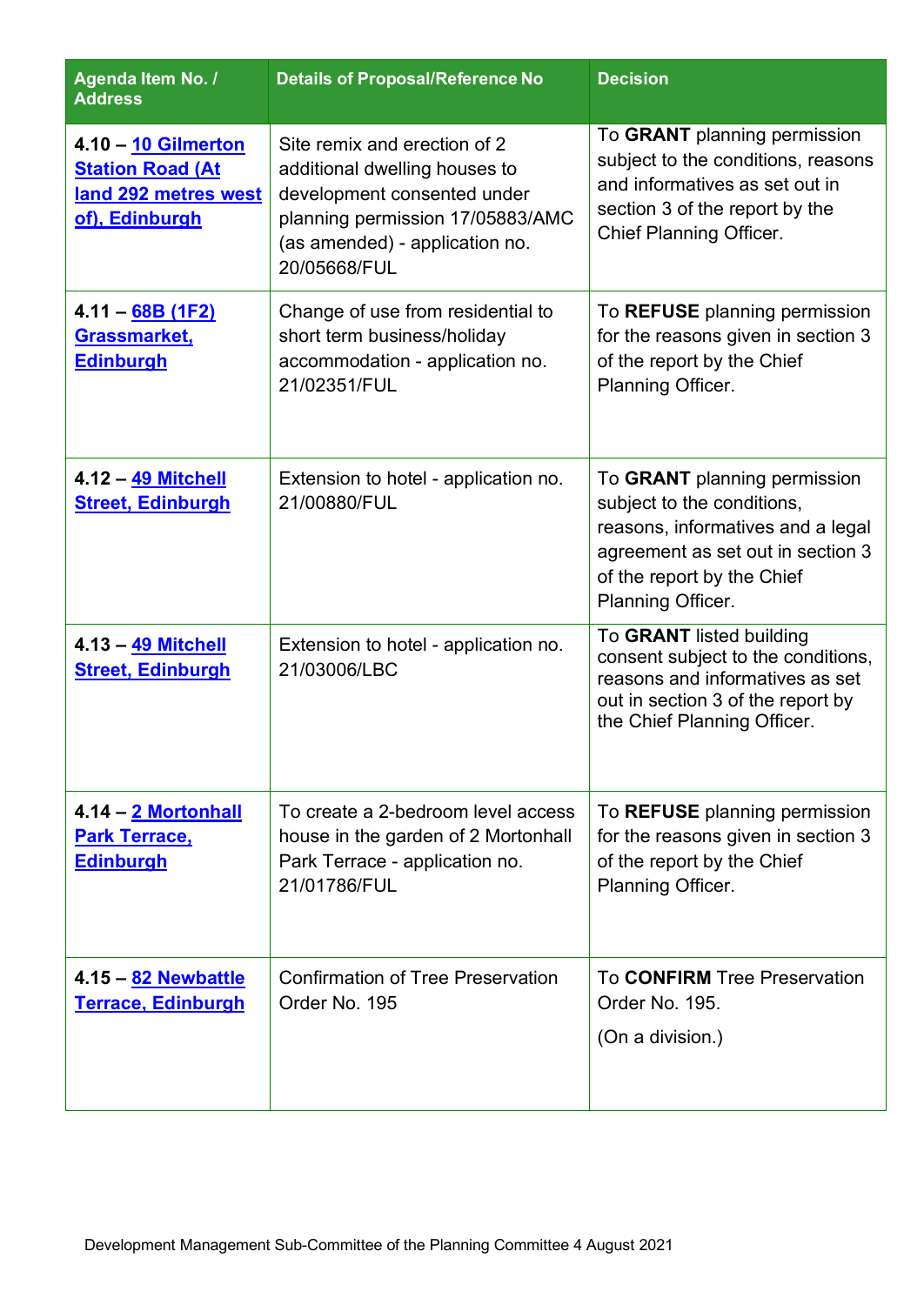| Agenda Item No. / Address | Details of Proposal/Reference No | Decision |
|---|---|---|
| **4.10 – [10 Gilmerton Station Road (At land 292 metres west of), Edinburgh]** | Site remix and erection of 2 additional dwelling houses to development consented under planning permission 17/05883/AMC (as amended) - application no. 20/05668/FUL | To **GRANT** planning permission subject to the conditions, reasons and informatives as set out in section 3 of the report by the Chief Planning Officer. |
| **4.11 – [68B (1F2) Grassmarket, Edinburgh]** | Change of use from residential to short term business/holiday accommodation - application no. 21/02351/FUL | To **REFUSE** planning permission for the reasons given in section 3 of the report by the Chief Planning Officer. |
| **4.12 – [49 Mitchell Street, Edinburgh]** | Extension to hotel - application no. 21/00880/FUL | To **GRANT** planning permission subject to the conditions, reasons, informatives and a legal agreement as set out in section 3 of the report by the Chief Planning Officer. |
| **4.13 – [49 Mitchell Street, Edinburgh]** | Extension to hotel - application no. 21/03006/LBC | To **GRANT** listed building consent subject to the conditions, reasons and informatives as set out in section 3 of the report by the Chief Planning Officer. |
| **4.14 – [2 Mortonhall Park Terrace, Edinburgh]** | To create a 2-bedroom level access house in the garden of 2 Mortonhall Park Terrace - application no. 21/01786/FUL | To **REFUSE** planning permission for the reasons given in section 3 of the report by the Chief Planning Officer. |
| **4.15 – [82 Newbattle Terrace, Edinburgh]** | Confirmation of Tree Preservation Order No. 195 | To **CONFIRM** Tree Preservation Order No. 195.<br>(On a division.) |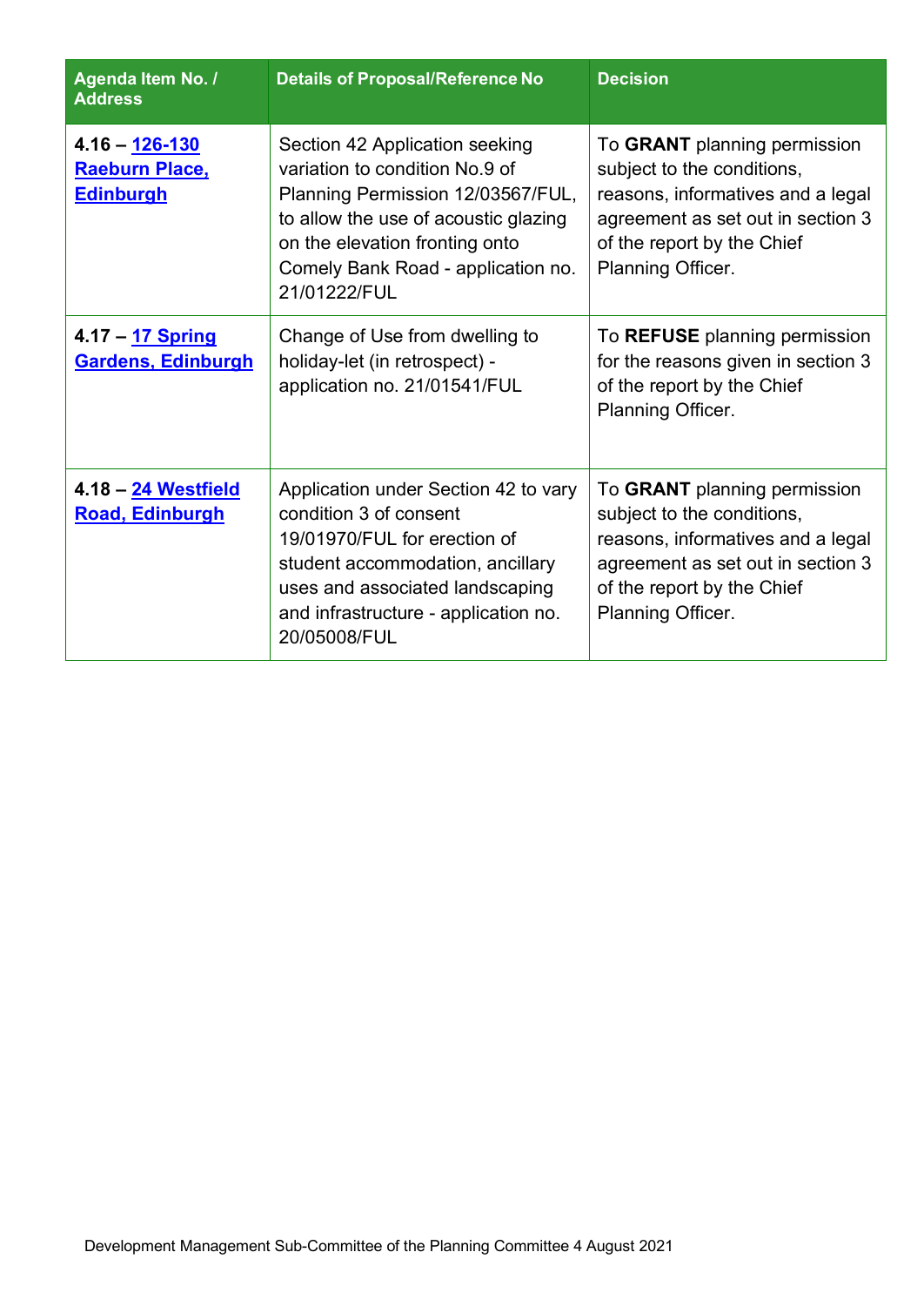| Agenda Item No. / Address | Details of Proposal/Reference No | Decision |
|---|---|---|
| **4.16 – 126-130 Raeburn Place, Edinburgh** | Section 42 Application seeking variation to condition No.9 of Planning Permission 12/03567/FUL, to allow the use of acoustic glazing on the elevation fronting onto Comely Bank Road - application no. 21/01222/FUL | To **GRANT** planning permission subject to the conditions, reasons, informatives and a legal agreement as set out in section 3 of the report by the Chief Planning Officer. |
| **4.17 – 17 Spring Gardens, Edinburgh** | Change of Use from dwelling to holiday-let (in retrospect) - application no. 21/01541/FUL | To **REFUSE** planning permission for the reasons given in section 3 of the report by the Chief Planning Officer. |
| **4.18 – 24 Westfield Road, Edinburgh** | Application under Section 42 to vary condition 3 of consent 19/01970/FUL for erection of student accommodation, ancillary uses and associated landscaping and infrastructure - application no. 20/05008/FUL | To **GRANT** planning permission subject to the conditions, reasons, informatives and a legal agreement as set out in section 3 of the report by the Chief Planning Officer. |